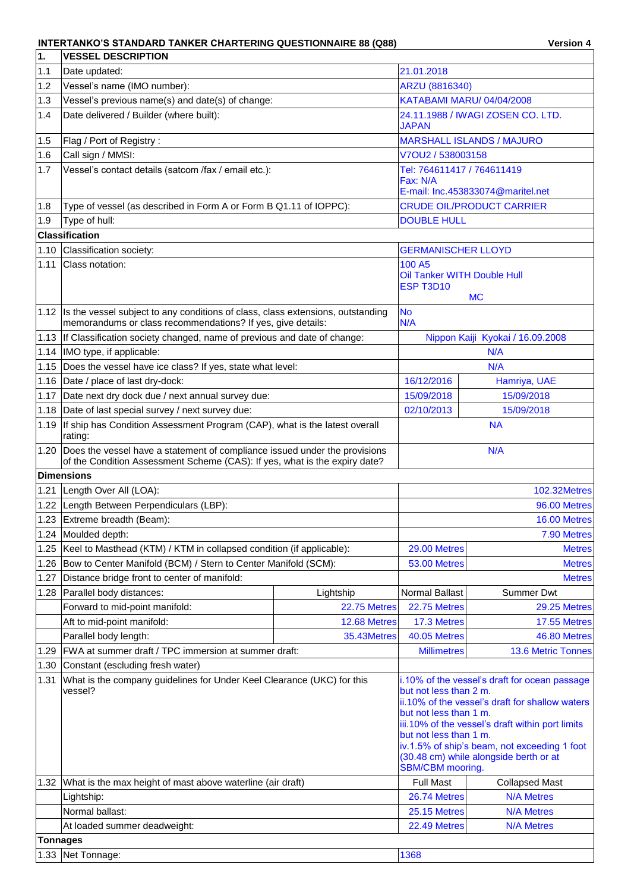**INTERTANKO'S STANDARD TANKER CHARTERING QUESTIONNAIRE 88 (Q88)** Version 4

| | | | | |
|---|---|---|---|---|
| **1.** | **VESSEL DESCRIPTION** | | | |
| 1.1 | Date updated: | | 21.01.2018 | |
| 1.2 | Vessel's name (IMO number): | | ARZU (8816340) | |
| 1.3 | Vessel's previous name(s) and date(s) of change: | | KATABAMI MARU/ 04/04/2008 | |
| 1.4 | Date delivered / Builder (where built): | | 24.11.1988 / IWAGI ZOSEN CO. LTD. JAPAN | |
| 1.5 | Flag / Port of Registry : | | MARSHALL ISLANDS / MAJURO | |
| 1.6 | Call sign / MMSI: | | V7OU2 / 538003158 | |
| 1.7 | Vessel's contact details (satcom /fax / email etc.): | | Tel: 764611417 / 764611419<br>Fax: N/A<br>E-mail: Inc.453833074@maritel.net | |
| 1.8 | Type of vessel (as described in Form A or Form B Q1.11 of IOPPC): | | CRUDE OIL/PRODUCT CARRIER | |
| 1.9 | Type of hull: | | DOUBLE HULL | |
| | **Classification** | | | |
| 1.10 | Classification society: | | GERMANISCHER LLOYD | |
| 1.11 | Class notation: | | 100 A5<br>Oil Tanker WITH Double Hull<br>ESP T3D10<br>MC | |
| 1.12 | Is the vessel subject to any conditions of class, class extensions, outstanding memorandums or class recommendations? If yes, give details: | | No<br>N/A | |
| 1.13 | If Classification society changed, name of previous and date of change: | | Nippon Kaiji Kyokai / 16.09.2008 | |
| 1.14 | IMO type, if applicable: | | N/A | |
| 1.15 | Does the vessel have ice class? If yes, state what level: | | N/A | |
| 1.16 | Date / place of last dry-dock: | | 16/12/2016 | Hamriya, UAE |
| 1.17 | Date next dry dock due / next annual survey due: | | 15/09/2018 | 15/09/2018 |
| 1.18 | Date of last special survey / next survey due: | | 02/10/2013 | 15/09/2018 |
| 1.19 | If ship has Condition Assessment Program (CAP), what is the latest overall rating: | | NA | |
| 1.20 | Does the vessel have a statement of compliance issued under the provisions of the Condition Assessment Scheme (CAS): If yes, what is the expiry date? | | N/A | |
| | **Dimensions** | | | |
| 1.21 | Length Over All (LOA): | | | 102.32Metres |
| 1.22 | Length Between Perpendiculars (LBP): | | | 96.00 Metres |
| 1.23 | Extreme breadth (Beam): | | | 16.00 Metres |
| 1.24 | Moulded depth: | | | 7.90 Metres |
| 1.25 | Keel to Masthead (KTM) / KTM in collapsed condition (if applicable): | | 29.00 Metres | Metres |
| 1.26 | Bow to Center Manifold (BCM) / Stern to Center Manifold (SCM): | | 53.00 Metres | Metres |
| 1.27 | Distance bridge front to center of manifold: | | | Metres |
| 1.28 | Parallel body distances: | Lightship | Normal Ballast | Summer Dwt |
| | Forward to mid-point manifold: | 22.75 Metres | 22.75 Metres | 29.25 Metres |
| | Aft to mid-point manifold: | 12.68 Metres | 17.3 Metres | 17.55 Metres |
| | Parallel body length: | 35.43Metres | 40.05 Metres | 46.80 Metres |
| 1.29 | FWA at summer draft / TPC immersion at summer draft: | | Millimetres | 13.6 Metric Tonnes |
| 1.30 | Constant (escluding fresh water) | | | |
| 1.31 | What is the company guidelines for Under Keel Clearance (UKC) for this vessel? | | i.10% of the vessel's draft for ocean passage but not less than 2 m.<br>ii.10% of the vessel's draft for shallow waters but not less than 1 m.<br>iii.10% of the vessel's draft within port limits but not less than 1 m.<br>iv.1.5% of ship's beam, not exceeding 1 foot (30.48 cm) while alongside berth or at SBM/CBM mooring. | |
| 1.32 | What is the max height of mast above waterline (air draft) | | Full Mast | Collapsed Mast |
| | Lightship: | | 26.74 Metres | N/A Metres |
| | Normal ballast: | | 25.15 Metres | N/A Metres |
| | At loaded summer deadweight: | | 22.49 Metres | N/A Metres |
| | **Tonnages** | | | |
| 1.33 | Net Tonnage: | | 1368 | |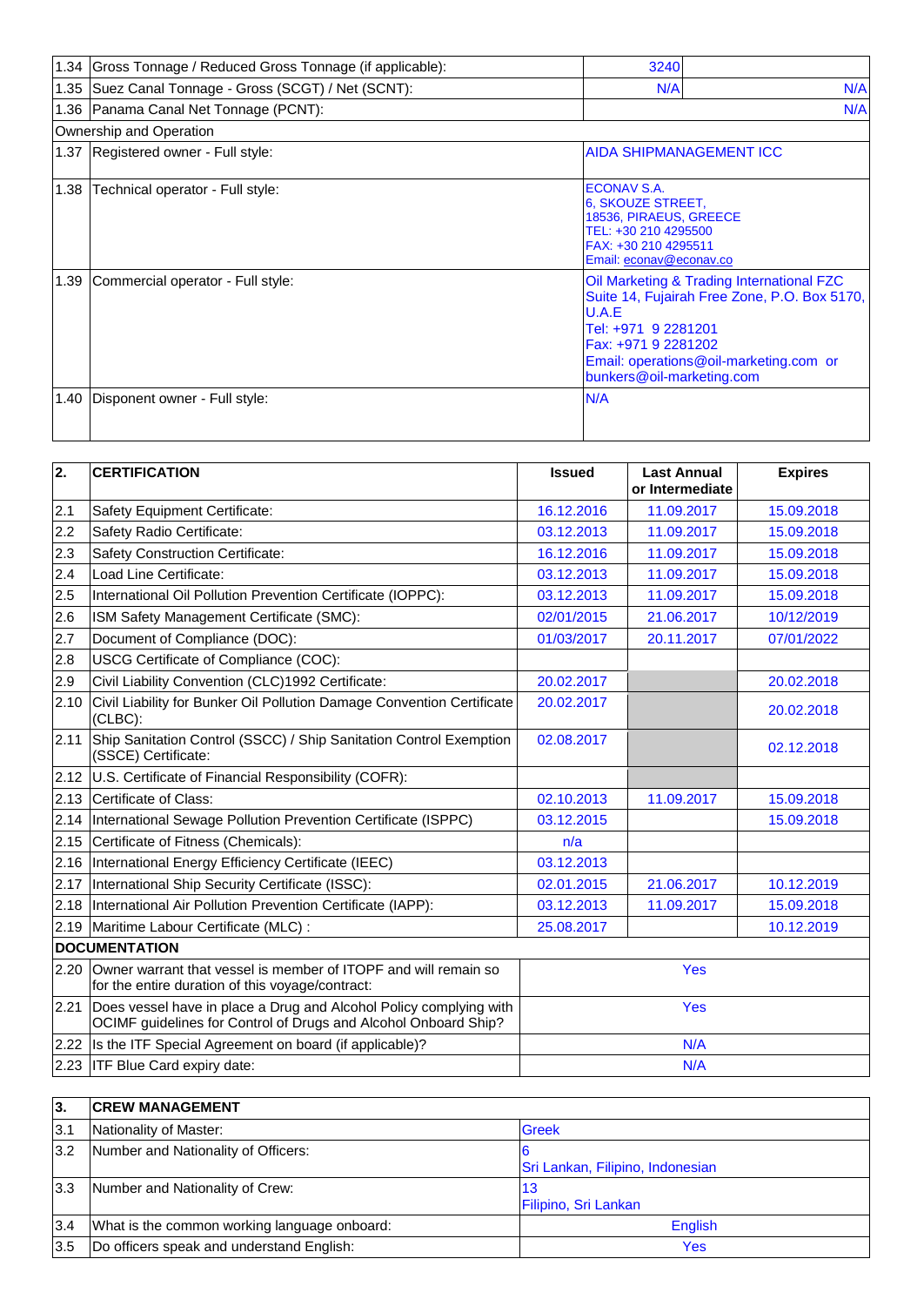| | | | |
|---|---|---|---|
| 1.34 | Gross Tonnage / Reduced Gross Tonnage (if applicable): | 3240 | |
| 1.35 | Suez Canal Tonnage - Gross (SCGT) / Net (SCNT): | N/A | N/A |
| 1.36 | Panama Canal Net Tonnage (PCNT): | | N/A |
| Ownership and Operation | | | |
| 1.37 | Registered owner - Full style: | AIDA SHIPMANAGEMENT ICC | |
| 1.38 | Technical operator - Full style: | ECONAV S.A.<br>6, SKOUZE STREET,<br>18536, PIRAEUS, GREECE<br>TEL: +30 210 4295500<br>FAX: +30 210 4295511<br>Email: econav@econav.co | |
| 1.39 | Commercial operator - Full style: | Oil Marketing & Trading International FZC<br>Suite 14, Fujairah Free Zone, P.O. Box 5170, U.A.E<br>Tel: +971 9 2281201<br>Fax: +971 9 2281202<br>Email: operations@oil-marketing.com or bunkers@oil-marketing.com | |
| 1.40 | Disponent owner - Full style: | N/A | |

| 2. | CERTIFICATION | Issued | Last Annual or Intermediate | Expires |
|---|---|---|---|---|
| 2.1 | Safety Equipment Certificate: | 16.12.2016 | 11.09.2017 | 15.09.2018 |
| 2.2 | Safety Radio Certificate: | 03.12.2013 | 11.09.2017 | 15.09.2018 |
| 2.3 | Safety Construction Certificate: | 16.12.2016 | 11.09.2017 | 15.09.2018 |
| 2.4 | Load Line Certificate: | 03.12.2013 | 11.09.2017 | 15.09.2018 |
| 2.5 | International Oil Pollution Prevention Certificate (IOPPC): | 03.12.2013 | 11.09.2017 | 15.09.2018 |
| 2.6 | ISM Safety Management Certificate (SMC): | 02/01/2015 | 21.06.2017 | 10/12/2019 |
| 2.7 | Document of Compliance (DOC): | 01/03/2017 | 20.11.2017 | 07/01/2022 |
| 2.8 | USCG Certificate of Compliance (COC): | | | |
| 2.9 | Civil Liability Convention (CLC)1992 Certificate: | 20.02.2017 | | 20.02.2018 |
| 2.10 | Civil Liability for Bunker Oil Pollution Damage Convention Certificate (CLBC): | 20.02.2017 | | 20.02.2018 |
| 2.11 | Ship Sanitation Control (SSCC) / Ship Sanitation Control Exemption (SSCE) Certificate: | 02.08.2017 | | 02.12.2018 |
| 2.12 | U.S. Certificate of Financial Responsibility (COFR): | | | |
| 2.13 | Certificate of Class: | 02.10.2013 | 11.09.2017 | 15.09.2018 |
| 2.14 | International Sewage Pollution Prevention Certificate (ISPPC) | 03.12.2015 | | 15.09.2018 |
| 2.15 | Certificate of Fitness (Chemicals): | n/a | | |
| 2.16 | International Energy Efficiency Certificate (IEEC) | 03.12.2013 | | |
| 2.17 | International Ship Security Certificate (ISSC): | 02.01.2015 | 21.06.2017 | 10.12.2019 |
| 2.18 | International Air Pollution Prevention Certificate (IAPP): | 03.12.2013 | 11.09.2017 | 15.09.2018 |
| 2.19 | Maritime Labour Certificate (MLC) : | 25.08.2017 | | 10.12.2019 |
| **DOCUMENTATION** | | | | |
| 2.20 | Owner warrant that vessel is member of ITOPF and will remain so for the entire duration of this voyage/contract: | Yes | | |
| 2.21 | Does vessel have in place a Drug and Alcohol Policy complying with OCIMF guidelines for Control of Drugs and Alcohol Onboard Ship? | Yes | | |
| 2.22 | Is the ITF Special Agreement on board (if applicable)? | N/A | | |
| 2.23 | ITF Blue Card expiry date: | N/A | | |

| 3. | CREW MANAGEMENT | |
|---|---|---|
| 3.1 | Nationality of Master: | Greek |
| 3.2 | Number and Nationality of Officers: | 6<br>Sri Lankan, Filipino, Indonesian |
| 3.3 | Number and Nationality of Crew: | 13<br>Filipino, Sri Lankan |
| 3.4 | What is the common working language onboard: | English |
| 3.5 | Do officers speak and understand English: | Yes |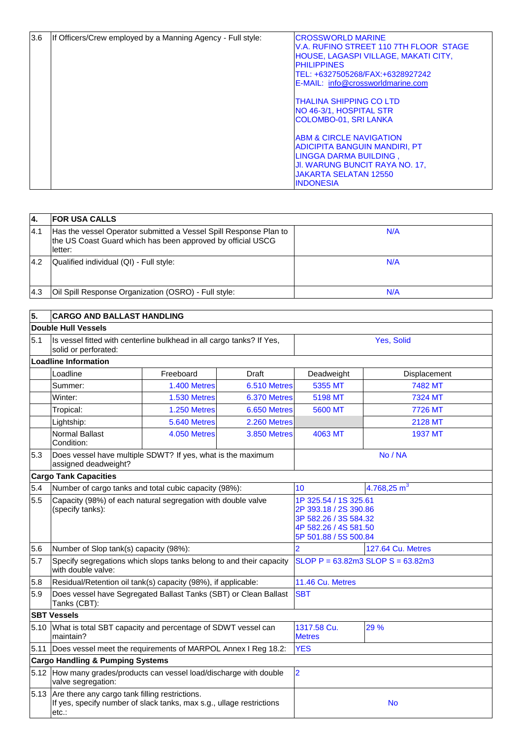| 3.6 | If Officers/Crew employed by a Manning Agency - Full style: | CROSSWORLD MARINE<br>V.A. RUFINO STREET 110 7TH FLOOR STAGE HOUSE, LAGASPI VILLAGE, MAKATI CITY, PHILIPPINES<br>TEL: +6327505268/FAX:+6328927242<br>E-MAIL: info@crossworldmarine.com<br><br>THALINA SHIPPING CO LTD<br>NO 46-3/1, HOSPITAL STR<br>COLOMBO-01, SRI LANKA<br><br>ABM & CIRCLE NAVIGATION<br>ADICIPITA BANGUIN MANDIRI, PT<br>LINGGA DARMA BUILDING ,<br>Jl. WARUNG BUNCIT RAYA NO. 17,<br>JAKARTA SELATAN 12550<br>INDONESIA |
|---|---|---|

| 4. | FOR USA CALLS | |
|---|---|---|
| 4.1 | Has the vessel Operator submitted a Vessel Spill Response Plan to the US Coast Guard which has been approved by official USCG letter: | N/A |
| 4.2 | Qualified individual (QI) - Full style: | N/A |
| 4.3 | Oil Spill Response Organization (OSRO) - Full style: | N/A |

| 5. | CARGO AND BALLAST HANDLING | | | | |
|---|---|---|---|---|---|
| **Double Hull Vessels** | | | | | |
| 5.1 | Is vessel fitted with centerline bulkhead in all cargo tanks? If Yes, solid or perforated: | | | Yes, Solid | |
| **Loadline Information** | | | | | |
| | Loadline | Freeboard | Draft | Deadweight | Displacement |
| | Summer: | 1.400 Metres | 6.510 Metres | 5355 MT | 7482 MT |
| | Winter: | 1.530 Metres | 6.370 Metres | 5198 MT | 7324 MT |
| | Tropical: | 1.250 Metres | 6.650 Metres | 5600 MT | 7726 MT |
| | Lightship: | 5.640 Metres | 2.260 Metres | | 2128 MT |
| | Normal Ballast Condition: | 4.050 Metres | 3.850 Metres | 4063 MT | 1937 MT |
| 5.3 | Does vessel have multiple SDWT? If yes, what is the maximum assigned deadweight? | | | No / NA | |
| **Cargo Tank Capacities** | | | | | |
| 5.4 | Number of cargo tanks and total cubic capacity (98%): | | | 10 | 4.768,25 $m^3$ |
| 5.5 | Capacity (98%) of each natural segregation with double valve (specify tanks): | | | 1P 325.54 / 1S 325.61<br>2P 393.18 / 2S 390.86<br>3P 582.26 / 3S 584.32<br>4P 582.26 / 4S 581.50<br>5P 501.88 / 5S 500.84 | |
| 5.6 | Number of Slop tank(s) capacity (98%): | | | 2 | 127.64 Cu. Metres |
| 5.7 | Specify segregations which slops tanks belong to and their capacity with double valve: | | | SLOP P = 63.82m3 SLOP S = 63.82m3 | |
| 5.8 | Residual/Retention oil tank(s) capacity (98%), if applicable: | | | 11.46 Cu. Metres | |
| 5.9 | Does vessel have Segregated Ballast Tanks (SBT) or Clean Ballast Tanks (CBT): | | | SBT | |
| **SBT Vessels** | | | | | |
| 5.10 | What is total SBT capacity and percentage of SDWT vessel can maintain? | | | 1317.58 Cu. Metres | 29 % |
| 5.11 | Does vessel meet the requirements of MARPOL Annex I Reg 18.2: | | | YES | |
| **Cargo Handling & Pumping Systems** | | | | | |
| 5.12 | How many grades/products can vessel load/discharge with double valve segregation: | | | 2 | |
| 5.13 | Are there any cargo tank filling restrictions.<br>If yes, specify number of slack tanks, max s.g., ullage restrictions etc.: | | | No | |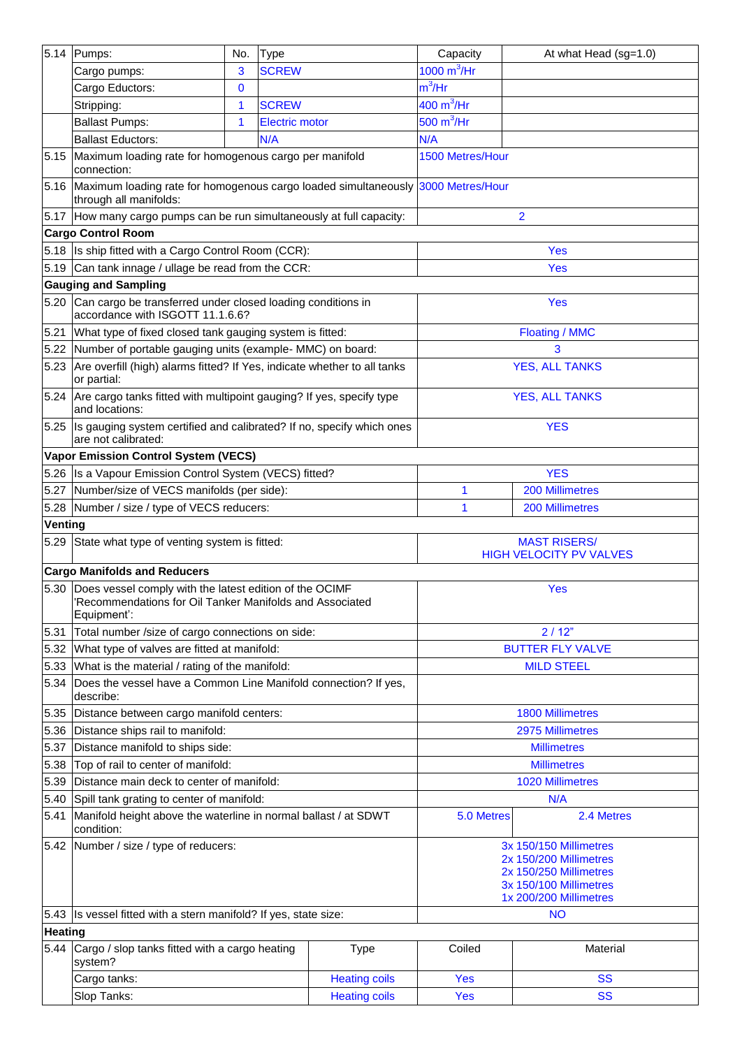| | | | | | |
|---|---|---|---|---|---|
| 5.14 | Pumps: | No. | Type | Capacity | At what Head (sg=1.0) |
| | Cargo pumps: | 3 | SCREW | 1000 $m^3$/Hr | |
| | Cargo Eductors: | 0 | | $m^3$/Hr | |
| | Stripping: | 1 | SCREW | 400 $m^3$/Hr | |
| | Ballast Pumps: | 1 | Electric motor | 500 $m^3$/Hr | |
| | Ballast Eductors: | | N/A | N/A | |
| 5.15 | Maximum loading rate for homogenous cargo per manifold connection: | | | 1500 Metres/Hour | |
| 5.16 | Maximum loading rate for homogenous cargo loaded simultaneously through all manifolds: | | | 3000 Metres/Hour | |
| 5.17 | How many cargo pumps can be run simultaneously at full capacity: | | | 2 | |
| **Cargo Control Room** | | | | | |
| 5.18 | Is ship fitted with a Cargo Control Room (CCR): | | | Yes | |
| 5.19 | Can tank innage / ullage be read from the CCR: | | | Yes | |
| **Gauging and Sampling** | | | | | |
| 5.20 | Can cargo be transferred under closed loading conditions in accordance with ISGOTT 11.1.6.6? | | | Yes | |
| 5.21 | What type of fixed closed tank gauging system is fitted: | | | Floating / MMC | |
| 5.22 | Number of portable gauging units (example- MMC) on board: | | | 3 | |
| 5.23 | Are overfill (high) alarms fitted? If Yes, indicate whether to all tanks or partial: | | | YES, ALL TANKS | |
| 5.24 | Are cargo tanks fitted with multipoint gauging? If yes, specify type and locations: | | | YES, ALL TANKS | |
| 5.25 | Is gauging system certified and calibrated? If no, specify which ones are not calibrated: | | | YES | |
| **Vapor Emission Control System (VECS)** | | | | | |
| 5.26 | Is a Vapour Emission Control System (VECS) fitted? | | | YES | |
| 5.27 | Number/size of VECS manifolds (per side): | | | 1 | 200 Millimetres |
| 5.28 | Number / size / type of VECS reducers: | | | 1 | 200 Millimetres |
| **Venting** | | | | | |
| 5.29 | State what type of venting system is fitted: | | | MAST RISERS/ HIGH VELOCITY PV VALVES | |
| **Cargo Manifolds and Reducers** | | | | | |
| 5.30 | Does vessel comply with the latest edition of the OCIMF 'Recommendations for Oil Tanker Manifolds and Associated Equipment': | | | Yes | |
| 5.31 | Total number /size of cargo connections on side: | | | 2 / 12" | |
| 5.32 | What type of valves are fitted at manifold: | | | BUTTER FLY VALVE | |
| 5.33 | What is the material / rating of the manifold: | | | MILD STEEL | |
| 5.34 | Does the vessel have a Common Line Manifold connection? If yes, describe: | | | | |
| 5.35 | Distance between cargo manifold centers: | | | 1800 Millimetres | |
| 5.36 | Distance ships rail to manifold: | | | 2975 Millimetres | |
| 5.37 | Distance manifold to ships side: | | | Millimetres | |
| 5.38 | Top of rail to center of manifold: | | | Millimetres | |
| 5.39 | Distance main deck to center of manifold: | | | 1020 Millimetres | |
| 5.40 | Spill tank grating to center of manifold: | | | N/A | |
| 5.41 | Manifold height above the waterline in normal ballast / at SDWT condition: | | | 5.0 Metres | 2.4 Metres |
| 5.42 | Number / size / type of reducers: | | | 3x 150/150 Millimetres<br>2x 150/200 Millimetres<br>2x 150/250 Millimetres<br>3x 150/100 Millimetres<br>1x 200/200 Millimetres | |
| 5.43 | Is vessel fitted with a stern manifold? If yes, state size: | | | NO | |
| **Heating** | | | | | |
| 5.44 | Cargo / slop tanks fitted with a cargo heating system? | | Type | Coiled | Material |
| | Cargo tanks: | | Heating coils | Yes | SS |
| | Slop Tanks: | | Heating coils | Yes | SS |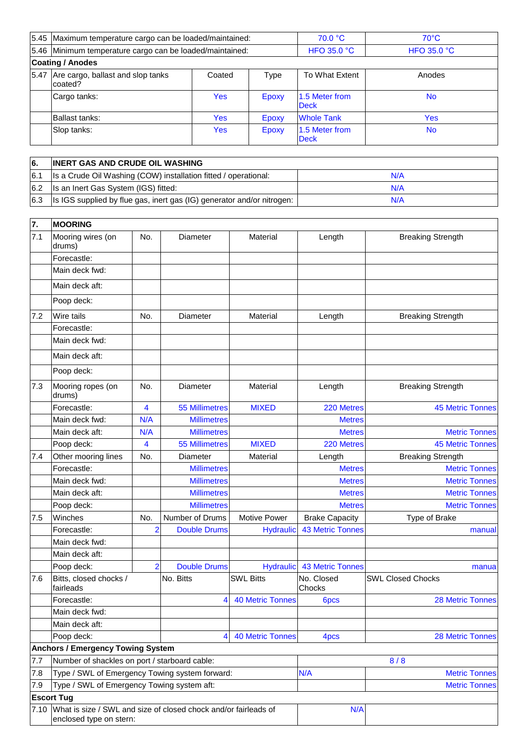| | | | | | |
|---|---|---|---|---|---|
| 5.45 | Maximum temperature cargo can be loaded/maintained: | | | 70.0 °C | 70°C |
| 5.46 | Minimum temperature cargo can be loaded/maintained: | | | HFO 35.0 °C | HFO 35.0 °C |
| **Coating / Anodes** | | | | | |
| 5.47 | Are cargo, ballast and slop tanks coated? | Coated | Type | To What Extent | Anodes |
| | Cargo tanks: | Yes | Epoxy | 1.5 Meter from Deck | No |
| | Ballast tanks: | Yes | Epoxy | Whole Tank | Yes |
| | Slop tanks: | Yes | Epoxy | 1.5 Meter from Deck | No |

| | | |
|---|---|---|
| **6.** | **INERT GAS AND CRUDE OIL WASHING** | |
| 6.1 | Is a Crude Oil Washing (COW) installation fitted / operational: | N/A |
| 6.2 | Is an Inert Gas System (IGS) fitted: | N/A |
| 6.3 | Is IGS supplied by flue gas, inert gas (IG) generator and/or nitrogen: | N/A |

| | | | | | | |
|---|---|---|---|---|---|---|
| **7.** | **MOORING** | | | | | |
| 7.1 | Mooring wires (on drums) | No. | Diameter | Material | Length | Breaking Strength |
| | Forecastle: | | | | | |
| | Main deck fwd: | | | | | |
| | Main deck aft: | | | | | |
| | Poop deck: | | | | | |
| 7.2 | Wire tails | No. | Diameter | Material | Length | Breaking Strength |
| | Forecastle: | | | | | |
| | Main deck fwd: | | | | | |
| | Main deck aft: | | | | | |
| | Poop deck: | | | | | |
| 7.3 | Mooring ropes (on drums) | No. | Diameter | Material | Length | Breaking Strength |
| | Forecastle: | 4 | 55 Millimetres | MIXED | 220 Metres | 45 Metric Tonnes |
| | Main deck fwd: | N/A | Millimetres | | Metres | |
| | Main deck aft: | N/A | Millimetres | | Metres | Metric Tonnes |
| | Poop deck: | 4 | 55 Millimetres | MIXED | 220 Metres | 45 Metric Tonnes |
| 7.4 | Other mooring lines | No. | Diameter | Material | Length | Breaking Strength |
| | Forecastle: | | Millimetres | | Metres | Metric Tonnes |
| | Main deck fwd: | | Millimetres | | Metres | Metric Tonnes |
| | Main deck aft: | | Millimetres | | Metres | Metric Tonnes |
| | Poop deck: | | Millimetres | | Metres | Metric Tonnes |
| 7.5 | Winches | No. | Number of Drums | Motive Power | Brake Capacity | Type of Brake |
| | Forecastle: | 2 | Double Drums | Hydraulic | 43 Metric Tonnes | manual |
| | Main deck fwd: | | | | | |
| | Main deck aft: | | | | | |
| | Poop deck: | 2 | Double Drums | Hydraulic | 43 Metric Tonnes | manua |
| 7.6 | Bitts, closed chocks / fairleads | | No. Bitts | SWL Bitts | No. Closed Chocks | SWL Closed Chocks |
| | Forecastle: | | 4 | 40 Metric Tonnes | 6pcs | 28 Metric Tonnes |
| | Main deck fwd: | | | | | |
| | Main deck aft: | | | | | |
| | Poop deck: | | 4 | 40 Metric Tonnes | 4pcs | 28 Metric Tonnes |
| **Anchors / Emergency Towing System** | | | | | | |
| 7.7 | Number of shackles on port / starboard cable: | | | | 8 / 8 | |
| 7.8 | Type / SWL of Emergency Towing system forward: | | | | N/A | Metric Tonnes |
| 7.9 | Type / SWL of Emergency Towing system aft: | | | | | Metric Tonnes |
| **Escort Tug** | | | | | | |
| 7.10 | What is size / SWL and size of closed chock and/or fairleads of enclosed type on stern: | | | | N/A | |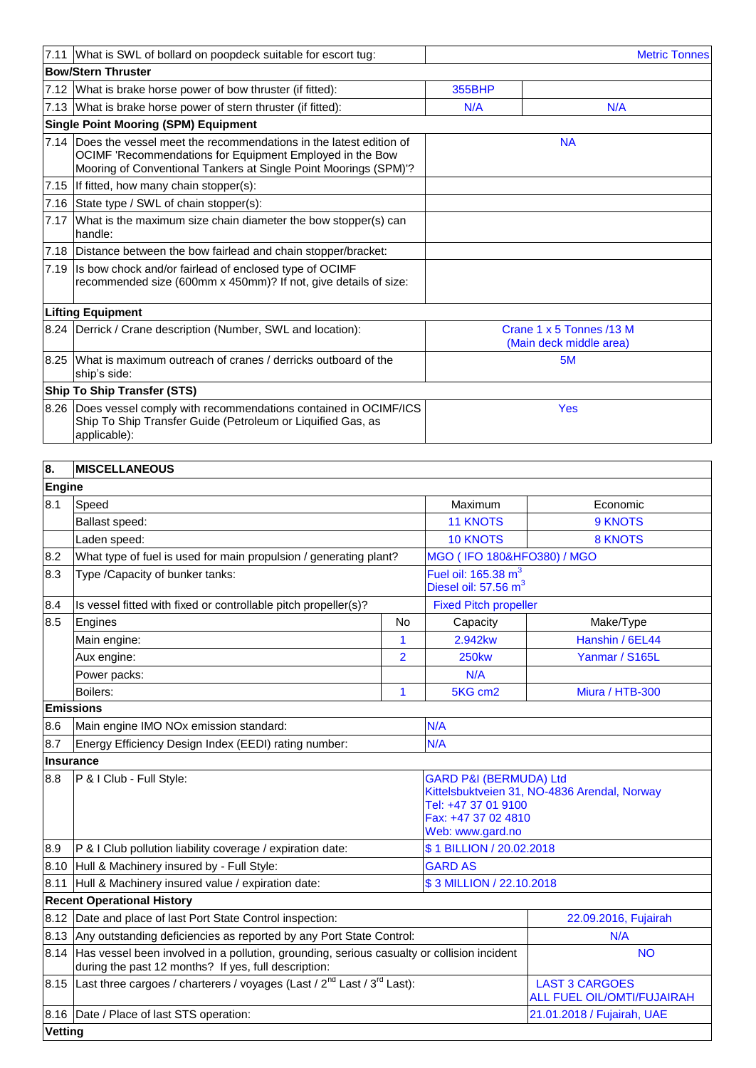| | | | |
|---|---|---|---|
| 7.11 | What is SWL of bollard on poopdeck suitable for escort tug: | | Metric Tonnes |
| **Bow/Stern Thruster** | | | |
| 7.12 | What is brake horse power of bow thruster (if fitted): | 355BHP | |
| 7.13 | What is brake horse power of stern thruster (if fitted): | N/A | N/A |
| **Single Point Mooring (SPM) Equipment** | | | |
| 7.14 | Does the vessel meet the recommendations in the latest edition of OCIMF 'Recommendations for Equipment Employed in the Bow Mooring of Conventional Tankers at Single Point Moorings (SPM)'? | NA | |
| 7.15 | If fitted, how many chain stopper(s): | | |
| 7.16 | State type / SWL of chain stopper(s): | | |
| 7.17 | What is the maximum size chain diameter the bow stopper(s) can handle: | | |
| 7.18 | Distance between the bow fairlead and chain stopper/bracket: | | |
| 7.19 | Is bow chock and/or fairlead of enclosed type of OCIMF recommended size (600mm x 450mm)? If not, give details of size: | | |
| **Lifting Equipment** | | | |
| 8.24 | Derrick / Crane description (Number, SWL and location): | Crane 1 x 5 Tonnes /13 M (Main deck middle area) | |
| 8.25 | What is maximum outreach of cranes / derricks outboard of the ship's side: | 5M | |
| **Ship To Ship Transfer (STS)** | | | |
| 8.26 | Does vessel comply with recommendations contained in OCIMF/ICS Ship To Ship Transfer Guide (Petroleum or Liquified Gas, as applicable): | Yes | |

| 8. | MISCELLANEOUS | | | |
|---|---|---|---|---|
| **Engine** | | | | |
| 8.1 | Speed | | Maximum | Economic |
| | Ballast speed: | | 11 KNOTS | 9 KNOTS |
| | Laden speed: | | 10 KNOTS | 8 KNOTS |
| 8.2 | What type of fuel is used for main propulsion / generating plant? | | MGO ( IFO 180&HFO380) / MGO | |
| 8.3 | Type /Capacity of bunker tanks: | | Fuel oil: 165.38 $m^3$<br>Diesel oil: 57.56 $m^3$ | |
| 8.4 | Is vessel fitted with fixed or controllable pitch propeller(s)? | | Fixed Pitch propeller | |
| 8.5 | Engines | No | Capacity | Make/Type |
| | Main engine: | 1 | 2.942kw | Hanshin / 6EL44 |
| | Aux engine: | 2 | 250kw | Yanmar / S165L |
| | Power packs: | | N/A | |
| | Boilers: | 1 | 5KG cm2 | Miura / HTB-300 |
| **Emissions** | | | | |
| 8.6 | Main engine IMO NOx emission standard: | | N/A | |
| 8.7 | Energy Efficiency Design Index (EEDI) rating number: | | N/A | |
| **Insurance** | | | | |
| 8.8 | P & I Club - Full Style: | | GARD P&I (BERMUDA) Ltd<br>Kittelsbuktveien 31, NO-4836 Arendal, Norway<br>Tel: +47 37 01 9100<br>Fax: +47 37 02 4810<br>Web: www.gard.no | |
| 8.9 | P & I Club pollution liability coverage / expiration date: | | $ 1 BILLION / 20.02.2018 | |
| 8.10 | Hull & Machinery insured by - Full Style: | | GARD AS | |
| 8.11 | Hull & Machinery insured value / expiration date: | | $ 3 MILLION / 22.10.2018 | |
| **Recent Operational History** | | | | |
| 8.12 | Date and place of last Port State Control inspection: | | | 22.09.2016, Fujairah |
| 8.13 | Any outstanding deficiencies as reported by any Port State Control: | | | N/A |
| 8.14 | Has vessel been involved in a pollution, grounding, serious casualty or collision incident during the past 12 months? If yes, full description: | | | NO |
| 8.15 | Last three cargoes / charterers / voyages (Last / 2nd Last / 3rd Last): | | | LAST 3 CARGOES<br>ALL FUEL OIL/OMTI/FUJAIRAH |
| 8.16 | Date / Place of last STS operation: | | | 21.01.2018 / Fujairah, UAE |
| **Vetting** | | | | |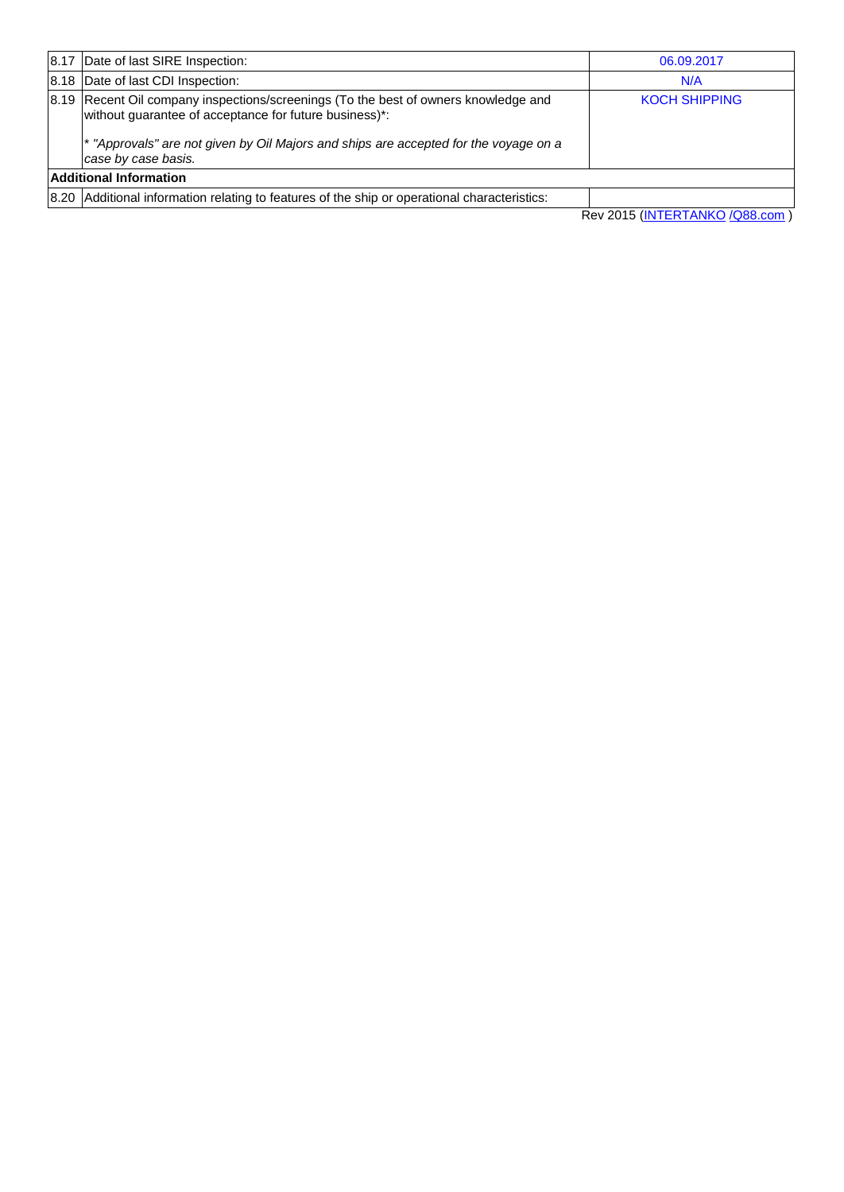| | | |
|---|---|---|
| 8.17 | Date of last SIRE Inspection: | 06.09.2017 |
| 8.18 | Date of last CDI Inspection: | N/A |
| 8.19 | Recent Oil company inspections/screenings (To the best of owners knowledge and without guarantee of acceptance for future business)*:<br><br>*\* "Approvals" are not given by Oil Majors and ships are accepted for the voyage on a case by case basis.* | KOCH SHIPPING |
| **Additional Information** | | |
| 8.20 | Additional information relating to features of the ship or operational characteristics: | |

Rev 2015 (INTERTANKO /Q88.com )